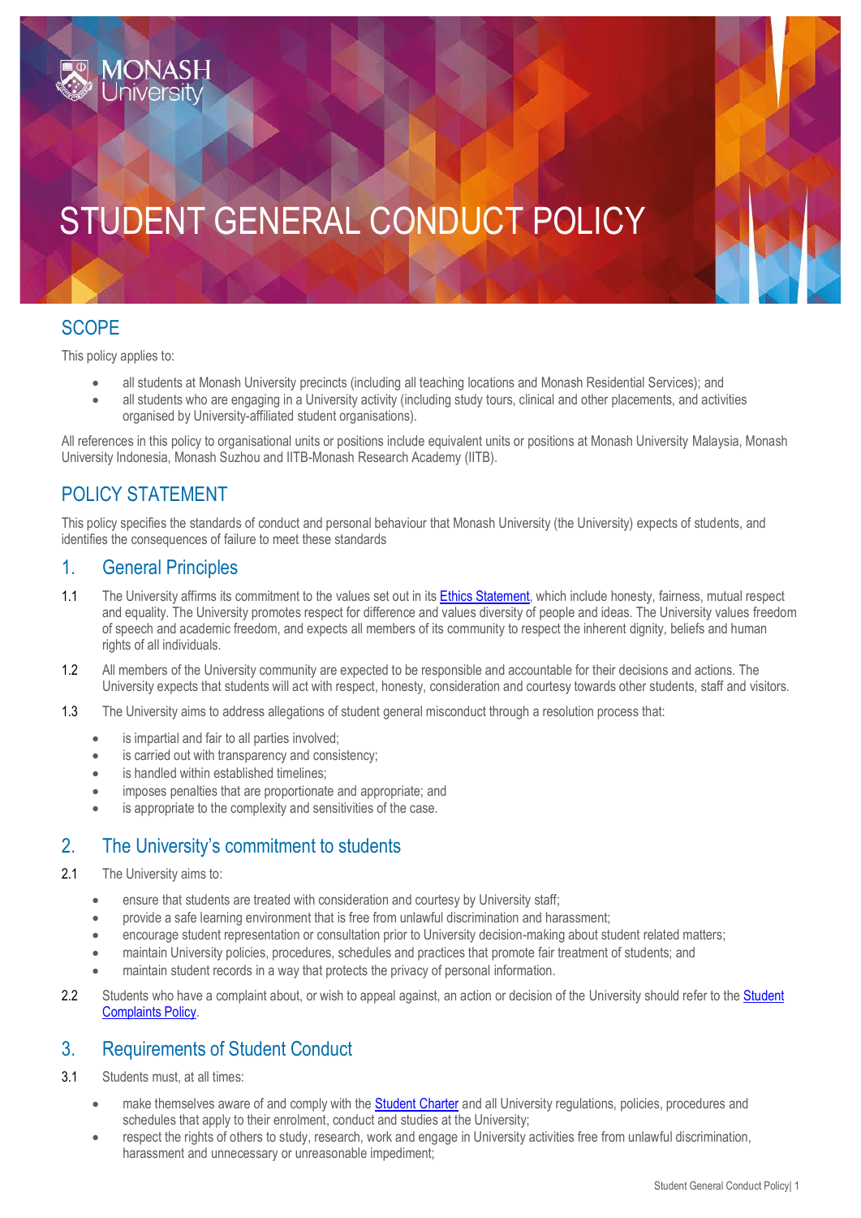# STUDENT GENERAL CONDUCT POLICY

## SCOPE

This policy applies to:

- all students at Monash University precincts (including all teaching locations and Monash Residential Services); and
- all students who are engaging in a University activity (including study tours, clinical and other placements, and activities organised by University-affiliated student organisations).

All references in this policy to organisational units or positions include equivalent units or positions at Monash University Malaysia, Monash University Indonesia, Monash Suzhou and IITB-Monash Research Academy (IITB).

## POLICY STATEMENT

This policy specifies the standards of conduct and personal behaviour that Monash University (the University) expects of students, and identifies the consequences of failure to meet these standards

## 1. General Principles

1.1 The University affirms its commitment to the values set out in its Ethics Statement, which include honesty, fairness, mutual respect and equality. The University promotes respect for difference and values diversity of people and ideas. The University values freedom of speech and academic freedom, and expects all members of its community to respect the inherent dignity, beliefs and human rights of all individuals.

1.2 All members of the University community are expected to be responsible and accountable for their decisions and actions. The University expects that students will act with respect, honesty, consideration and courtesy towards other students, staff and visitors.

1.3 The University aims to address allegations of student general misconduct through a resolution process that:

- is impartial and fair to all parties involved;
- is carried out with transparency and consistency;
- is handled within established timelines;
- imposes penalties that are proportionate and appropriate; and
- is appropriate to the complexity and sensitivities of the case.

## 2. The University's commitment to students

2.1 The University aims to:

- ensure that students are treated with consideration and courtesy by University staff;
- provide a safe learning environment that is free from unlawful discrimination and harassment;
- encourage student representation or consultation prior to University decision-making about student related matters;
- maintain University policies, procedures, schedules and practices that promote fair treatment of students; and
- maintain student records in a way that protects the privacy of personal information.

2.2 Students who have a complaint about, or wish to appeal against, an action or decision of the University should refer to the Student Complaints Policy.

## 3. Requirements of Student Conduct

3.1 Students must, at all times:

- make themselves aware of and comply with the Student Charter and all University regulations, policies, procedures and schedules that apply to their enrolment, conduct and studies at the University;
- respect the rights of others to study, research, work and engage in University activities free from unlawful discrimination, harassment and unnecessary or unreasonable impediment;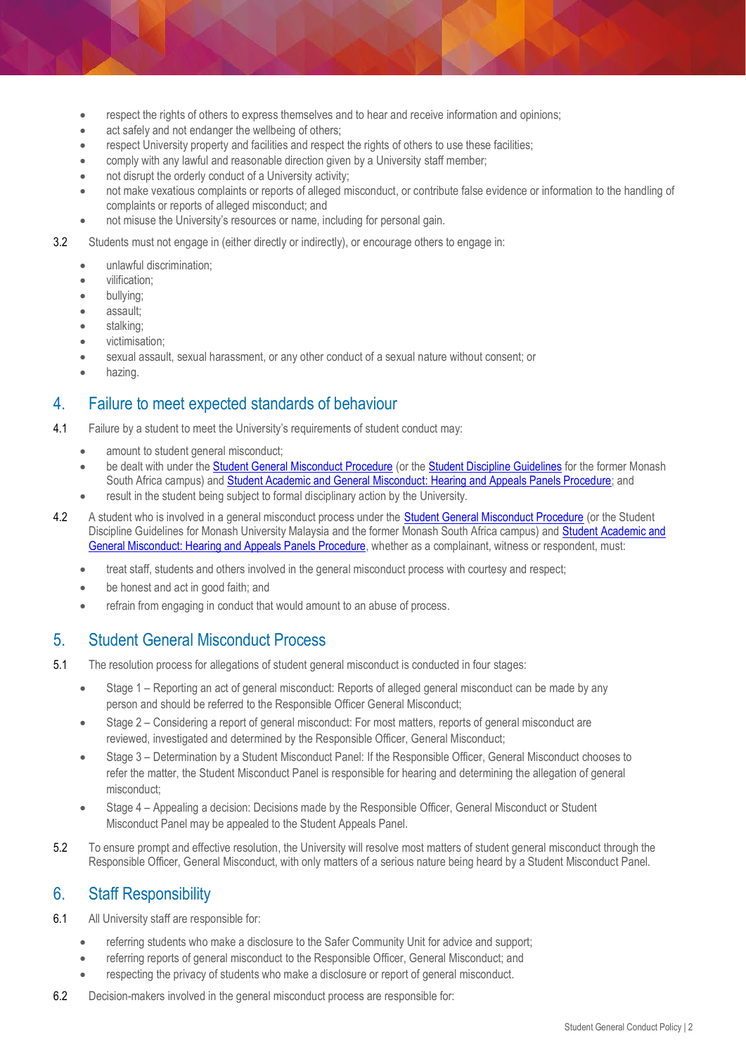- respect the rights of others to express themselves and to hear and receive information and opinions;
- act safely and not endanger the wellbeing of others;
- respect University property and facilities and respect the rights of others to use these facilities;
- comply with any lawful and reasonable direction given by a University staff member;
- not disrupt the orderly conduct of a University activity;
- not make vexatious complaints or reports of alleged misconduct, or contribute false evidence or information to the handling of complaints or reports of alleged misconduct; and
- not misuse the University's resources or name, including for personal gain.

3.2 Students must not engage in (either directly or indirectly), or encourage others to engage in:

- unlawful discrimination;
- vilification;
- bullying;
- assault;
- stalking;
- victimisation;
- sexual assault, sexual harassment, or any other conduct of a sexual nature without consent; or
- hazing.

## 4. Failure to meet expected standards of behaviour

4.1 Failure by a student to meet the University's requirements of student conduct may:

- amount to student general misconduct;
- be dealt with under the Student General Misconduct Procedure (or the Student Discipline Guidelines for the former Monash South Africa campus) and Student Academic and General Misconduct: Hearing and Appeals Panels Procedure; and
- result in the student being subject to formal disciplinary action by the University.

4.2 A student who is involved in a general misconduct process under the Student General Misconduct Procedure (or the Student Discipline Guidelines for Monash University Malaysia and the former Monash South Africa campus) and Student Academic and General Misconduct: Hearing and Appeals Panels Procedure, whether as a complainant, witness or respondent, must:

- treat staff, students and others involved in the general misconduct process with courtesy and respect;
- be honest and act in good faith; and
- refrain from engaging in conduct that would amount to an abuse of process.

## 5. Student General Misconduct Process

5.1 The resolution process for allegations of student general misconduct is conducted in four stages:

- Stage 1 – Reporting an act of general misconduct: Reports of alleged general misconduct can be made by any person and should be referred to the Responsible Officer General Misconduct;
- Stage 2 – Considering a report of general misconduct: For most matters, reports of general misconduct are reviewed, investigated and determined by the Responsible Officer, General Misconduct;
- Stage 3 – Determination by a Student Misconduct Panel: If the Responsible Officer, General Misconduct chooses to refer the matter, the Student Misconduct Panel is responsible for hearing and determining the allegation of general misconduct;
- Stage 4 – Appealing a decision: Decisions made by the Responsible Officer, General Misconduct or Student Misconduct Panel may be appealed to the Student Appeals Panel.

5.2 To ensure prompt and effective resolution, the University will resolve most matters of student general misconduct through the Responsible Officer, General Misconduct, with only matters of a serious nature being heard by a Student Misconduct Panel.

## 6. Staff Responsibility

6.1 All University staff are responsible for:

- referring students who make a disclosure to the Safer Community Unit for advice and support;
- referring reports of general misconduct to the Responsible Officer, General Misconduct; and
- respecting the privacy of students who make a disclosure or report of general misconduct.

6.2 Decision-makers involved in the general misconduct process are responsible for: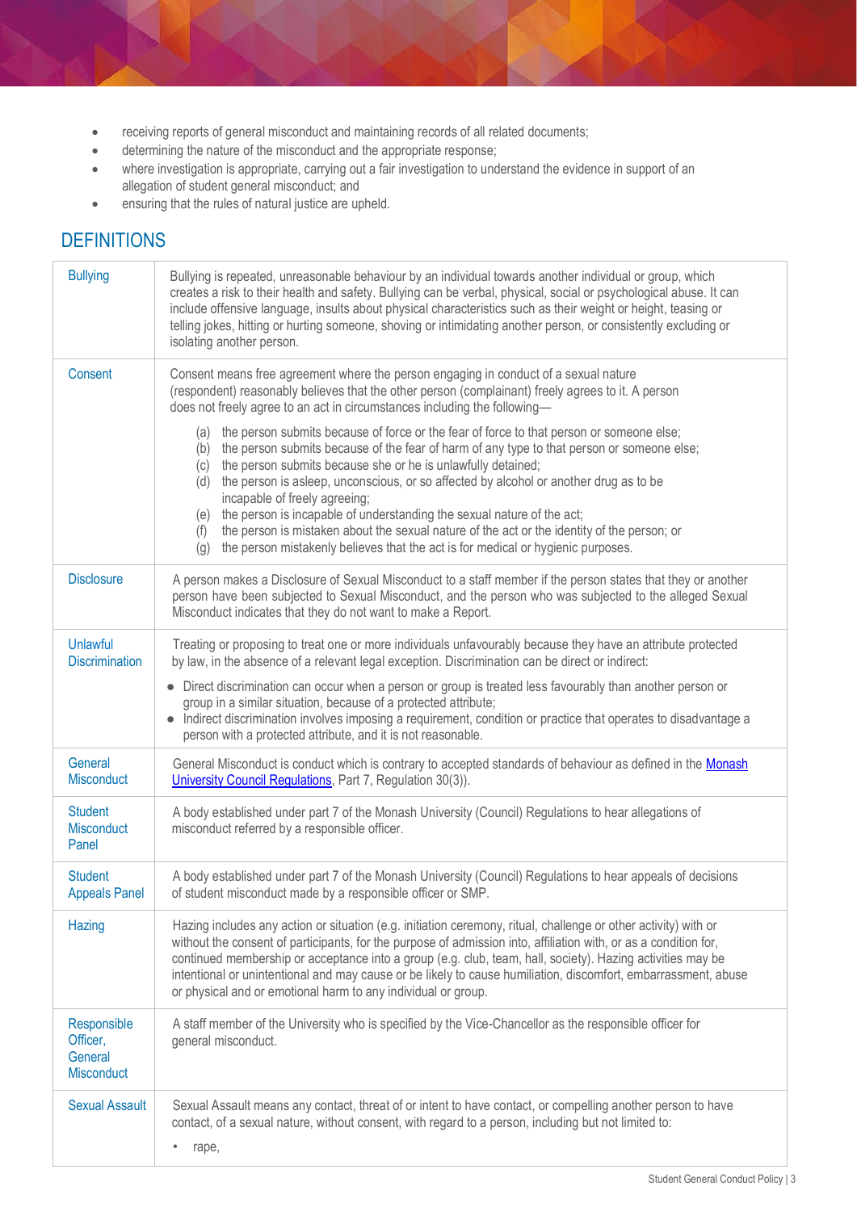- receiving reports of general misconduct and maintaining records of all related documents;
- determining the nature of the misconduct and the appropriate response;
- where investigation is appropriate, carrying out a fair investigation to understand the evidence in support of an allegation of student general misconduct; and
- ensuring that the rules of natural justice are upheld.

## DEFINITIONS

| | |
|---|---|
| Bullying | Bullying is repeated, unreasonable behaviour by an individual towards another individual or group, which creates a risk to their health and safety. Bullying can be verbal, physical, social or psychological abuse. It can include offensive language, insults about physical characteristics such as their weight or height, teasing or telling jokes, hitting or hurting someone, shoving or intimidating another person, or consistently excluding or isolating another person. |
| Consent | Consent means free agreement where the person engaging in conduct of a sexual nature (respondent) reasonably believes that the other person (complainant) freely agrees to it. A person does not freely agree to an act in circumstances including the following—<br>(a) the person submits because of force or the fear of force to that person or someone else;<br>(b) the person submits because of the fear of harm of any type to that person or someone else;<br>(c) the person submits because she or he is unlawfully detained;<br>(d) the person is asleep, unconscious, or so affected by alcohol or another drug as to be incapable of freely agreeing;<br>(e) the person is incapable of understanding the sexual nature of the act;<br>(f) the person is mistaken about the sexual nature of the act or the identity of the person; or<br>(g) the person mistakenly believes that the act is for medical or hygienic purposes. |
| Disclosure | A person makes a Disclosure of Sexual Misconduct to a staff member if the person states that they or another person have been subjected to Sexual Misconduct, and the person who was subjected to the alleged Sexual Misconduct indicates that they do not want to make a Report. |
| Unlawful Discrimination | Treating or proposing to treat one or more individuals unfavourably because they have an attribute protected by law, in the absence of a relevant legal exception. Discrimination can be direct or indirect:<br>• Direct discrimination can occur when a person or group is treated less favourably than another person or group in a similar situation, because of a protected attribute;<br>• Indirect discrimination involves imposing a requirement, condition or practice that operates to disadvantage a person with a protected attribute, and it is not reasonable. |
| General Misconduct | General Misconduct is conduct which is contrary to accepted standards of behaviour as defined in the [Monash University Council Regulations](), Part 7, Regulation 30(3)). |
| Student Misconduct Panel | A body established under part 7 of the Monash University (Council) Regulations to hear allegations of misconduct referred by a responsible officer. |
| Student Appeals Panel | A body established under part 7 of the Monash University (Council) Regulations to hear appeals of decisions of student misconduct made by a responsible officer or SMP. |
| Hazing | Hazing includes any action or situation (e.g. initiation ceremony, ritual, challenge or other activity) with or without the consent of participants, for the purpose of admission into, affiliation with, or as a condition for, continued membership or acceptance into a group (e.g. club, team, hall, society). Hazing activities may be intentional or unintentional and may cause or be likely to cause humiliation, discomfort, embarrassment, abuse or physical and or emotional harm to any individual or group. |
| Responsible Officer, General Misconduct | A staff member of the University who is specified by the Vice-Chancellor as the responsible officer for general misconduct. |
| Sexual Assault | Sexual Assault means any contact, threat of or intent to have contact, or compelling another person to have contact, of a sexual nature, without consent, with regard to a person, including but not limited to:<br>• rape, |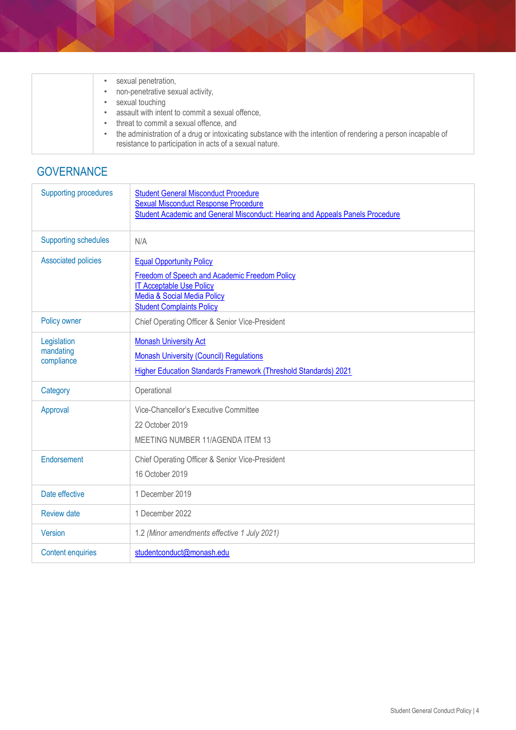| | |
|---|---|
| | • sexual penetration,<br>• non-penetrative sexual activity,<br>• sexual touching<br>• assault with intent to commit a sexual offence,<br>• threat to commit a sexual offence, and<br>• the administration of a drug or intoxicating substance with the intention of rendering a person incapable of resistance to participation in acts of a sexual nature. |

## GOVERNANCE

| | |
|---|---|
| Supporting procedures | Student General Misconduct Procedure<br>Sexual Misconduct Response Procedure<br>Student Academic and General Misconduct: Hearing and Appeals Panels Procedure |
| Supporting schedules | N/A |
| Associated policies | Equal Opportunity Policy<br>Freedom of Speech and Academic Freedom Policy<br>IT Acceptable Use Policy<br>Media & Social Media Policy<br>Student Complaints Policy |
| Policy owner | Chief Operating Officer & Senior Vice-President |
| Legislation mandating compliance | Monash University Act<br>Monash University (Council) Regulations<br>Higher Education Standards Framework (Threshold Standards) 2021 |
| Category | Operational |
| Approval | Vice-Chancellor's Executive Committee<br>22 October 2019<br>MEETING NUMBER 11/AGENDA ITEM 13 |
| Endorsement | Chief Operating Officer & Senior Vice-President<br>16 October 2019 |
| Date effective | 1 December 2019 |
| Review date | 1 December 2022 |
| Version | 1.2 *(Minor amendments effective 1 July 2021)* |
| Content enquiries | studentconduct@monash.edu |